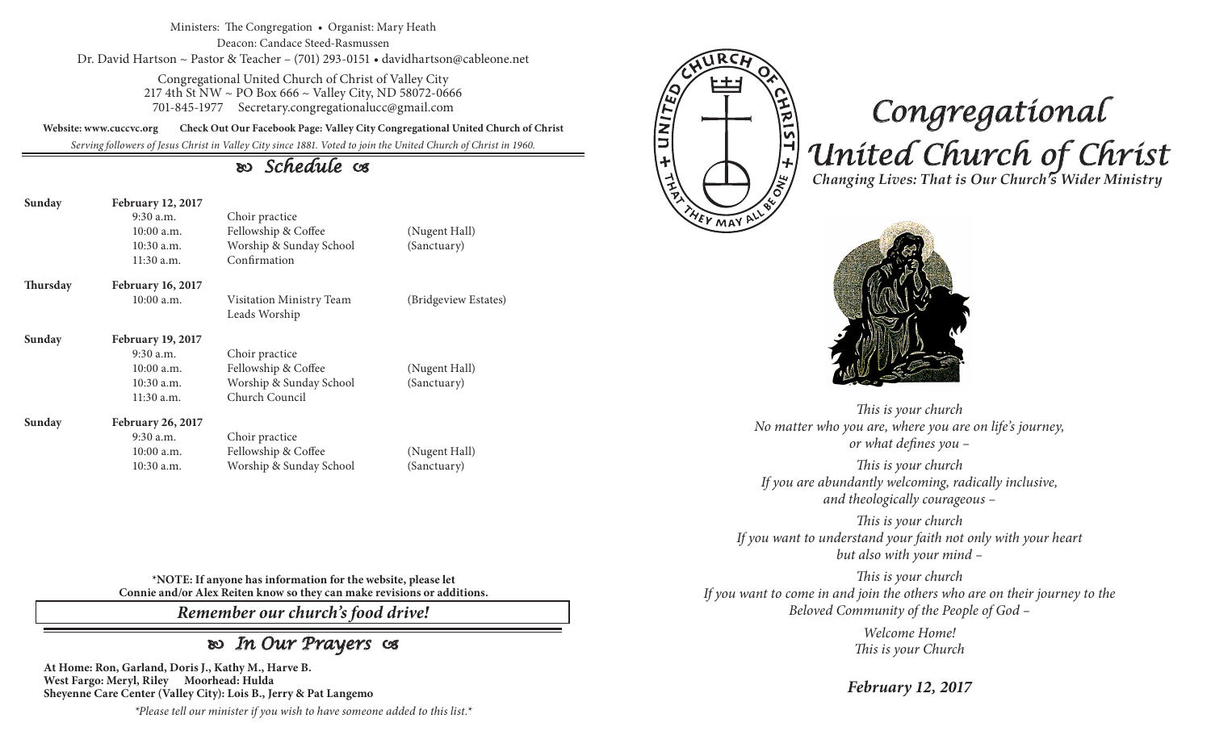Ministers: The Congregation • Organist: Mary Heath

Deacon: Candace Steed-Rasmussen

Dr. David Hartson ~ Pastor & Teacher – (701) 293-0151 • davidhartson@cableone.net

Congregational United Church of Christ of Valley City
217 4th St NW ~ PO Box 666 ~ Valley City, ND 58072-0666
701-845-1977 Secretary.congregationalucc@gmail.com

**Website: www.cuccvc.org** **Check Out Our Facebook Page: Valley City Congregational United Church of Christ**

*Serving followers of Jesus Christ in Valley City since 1881. Voted to join the United Church of Christ in 1960.*

## Schedule

| | | | |
|---|---|---|---|
| **Sunday** | **February 12, 2017** | | |
| | 9:30 a.m. | Choir practice | |
| | 10:00 a.m. | Fellowship & Coffee | (Nugent Hall) |
| | 10:30 a.m. | Worship & Sunday School | (Sanctuary) |
| | 11:30 a.m. | Confirmation | |
| **Thursday** | **February 16, 2017** | | |
| | 10:00 a.m. | Visitation Ministry Team Leads Worship | (Bridgeview Estates) |
| **Sunday** | **February 19, 2017** | | |
| | 9:30 a.m. | Choir practice | |
| | 10:00 a.m. | Fellowship & Coffee | (Nugent Hall) |
| | 10:30 a.m. | Worship & Sunday School | (Sanctuary) |
| | 11:30 a.m. | Church Council | |
| **Sunday** | **February 26, 2017** | | |
| | 9:30 a.m. | Choir practice | |
| | 10:00 a.m. | Fellowship & Coffee | (Nugent Hall) |
| | 10:30 a.m. | Worship & Sunday School | (Sanctuary) |

**\*NOTE: If anyone has information for the website, please let Connie and/or Alex Reiten know so they can make revisions or additions.**

***Remember our church's food drive!***

## In Our Prayers

**At Home: Ron, Garland, Doris J., Kathy M., Harve B.**
**West Fargo: Meryl, Riley Moorhead: Hulda**
**Sheyenne Care Center (Valley City): Lois B., Jerry & Pat Langemo**

*\*Please tell our minister if you wish to have someone added to this list.\**

CHURCH OF CHRIST + THAT THEY MAY ALL BE ONE + UNITED

# *Congregational United Church of Christ*

***Changing Lives: That is Our Church's Wider Ministry***

*This is your church*
*No matter who you are, where you are on life's journey, or what defines you –*

*This is your church*
*If you are abundantly welcoming, radically inclusive, and theologically courageous –*

*This is your church*
*If you want to understand your faith not only with your heart but also with your mind –*

*This is your church*
*If you want to come in and join the others who are on their journey to the Beloved Community of the People of God –*

*Welcome Home!*
*This is your Church*

***February 12, 2017***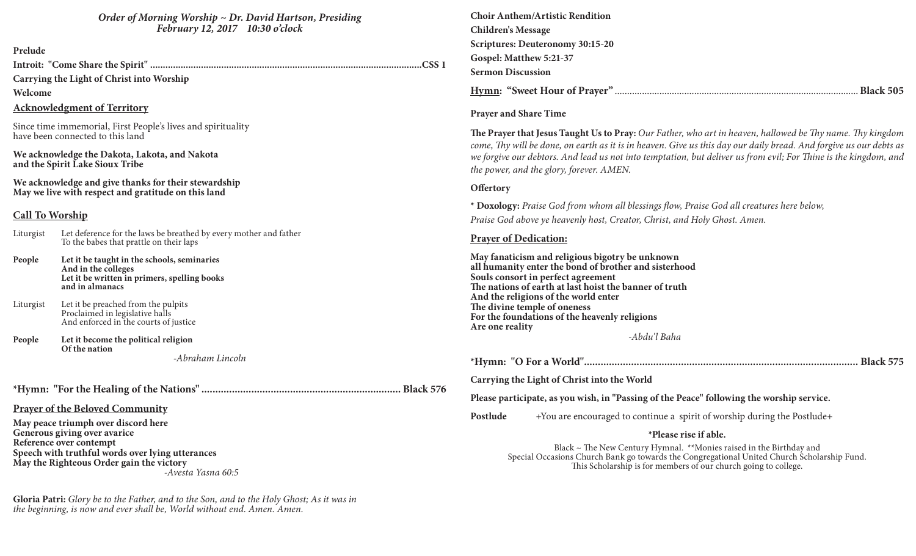*Order of Morning Worship ~ Dr. David Hartson, Presiding*
*February 12, 2017 10:30 o'clock*

**Prelude**

**Introit: "Come Share the Spirit" .......... CSS 1**

**Carrying the Light of Christ into Worship**

**Welcome**

## Acknowledgment of Territory

Since time immemorial, First People's lives and spirituality
have been connected to this land

**We acknowledge the Dakota, Lakota, and Nakota
and the Spirit Lake Sioux Tribe**

**We acknowledge and give thanks for their stewardship
May we live with respect and gratitude on this land**

## Call To Worship

Liturgist Let deference for the laws be breathed by every mother and father
To the babes that prattle on their laps

**People Let it be taught in the schools, seminaries
And in the colleges
Let it be written in primers, spelling books
and in almanacs**

Liturgist Let it be preached from the pulpits
Proclaimed in legislative halls
And enforced in the courts of justice

**People Let it become the political religion
Of the nation**

*-Abraham Lincoln*

**\*Hymn: "For the Healing of the Nations" .......... Black 576**

## Prayer of the Beloved Community

**May peace triumph over discord here
Generous giving over avarice
Reference over contempt
Speech with truthful words over lying utterances
May the Righteous Order gain the victory**

*-Avesta Yasna 60:5*

**Gloria Patri:** *Glory be to the Father, and to the Son, and to the Holy Ghost; As it was in the beginning, is now and ever shall be, World without end. Amen. Amen.*

**Choir Anthem/Artistic Rendition**

**Children's Message**

**Scriptures: Deuteronomy 30:15-20**

**Gospel: Matthew 5:21-37**

**Sermon Discussion**

**<u>Hymn</u>: "Sweet Hour of Prayer" .......... Black 505**

**Prayer and Share Time**

**The Prayer that Jesus Taught Us to Pray:** *Our Father, who art in heaven, hallowed be Thy name. Thy kingdom come, Thy will be done, on earth as it is in heaven. Give us this day our daily bread. And forgive us our debts as we forgive our debtors. And lead us not into temptation, but deliver us from evil; For Thine is the kingdom, and the power, and the glory, forever. AMEN.*

**Offertory**

\* **Doxology:** *Praise God from whom all blessings flow, Praise God all creatures here below,
Praise God above ye heavenly host, Creator, Christ, and Holy Ghost. Amen.*

## Prayer of Dedication:

**May fanaticism and religious bigotry be unknown
all humanity enter the bond of brother and sisterhood
Souls consort in perfect agreement
The nations of earth at last hoist the banner of truth
And the religions of the world enter
The divine temple of oneness
For the foundations of the heavenly religions
Are one reality**

*-Abdu'l Baha*

**\*Hymn: "O For a World" .......... Black 575**

**Carrying the Light of Christ into the World**

**Please participate, as you wish, in "Passing of the Peace" following the worship service.**

**Postlude** +You are encouraged to continue a spirit of worship during the Postlude+

**\*Please rise if able.**

Black ~ The New Century Hymnal. \*\*Monies raised in the Birthday and
Special Occasions Church Bank go towards the Congregational United Church Scholarship Fund.
This Scholarship is for members of our church going to college.